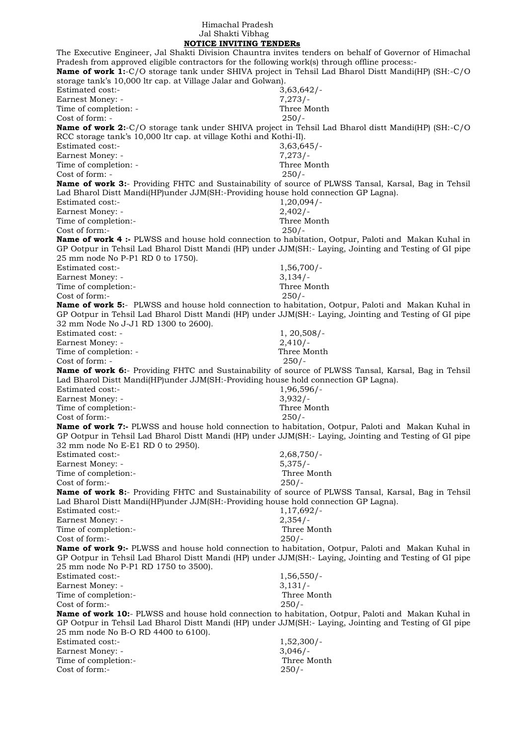Himachal Pradesh
Jal Shakti Vibhag

**NOTICE INVITING TENDERs**

The Executive Engineer, Jal Shakti Division Chauntra invites tenders on behalf of Governor of Himachal Pradesh from approved eligible contractors for the following work(s) through offline process:-

**Name of work 1:**-C/O storage tank under SHIVA project in Tehsil Lad Bharol Distt Mandi(HP) (SH:-C/O storage tank's 10,000 ltr cap. at Village Jalar and Golwan).

Estimated cost:- 3,63,642/-
Earnest Money: - 7,273/-
Time of completion: - Three Month
Cost of form: - 250/-

**Name of work 2:**-C/O storage tank under SHIVA project in Tehsil Lad Bharol distt Mandi(HP) (SH:-C/O RCC storage tank's 10,000 ltr cap. at village Kothi and Kothi-II).

Estimated cost:- 3,63,645/-
Earnest Money: - 7,273/-
Time of completion: - Three Month
Cost of form: - 250/-

**Name of work 3:**- Providing FHTC and Sustainability of source of PLWSS Tansal, Karsal, Bag in Tehsil Lad Bharol Distt Mandi(HP)under JJM(SH:-Providing house hold connection GP Lagna).

Estimated cost:- 1,20,094/-
Earnest Money: - 2,402/-
Time of completion:- Three Month
Cost of form:- 250/-

**Name of work 4 :-** PLWSS and house hold connection to habitation, Ootpur, Paloti and Makan Kuhal in GP Ootpur in Tehsil Lad Bharol Distt Mandi (HP) under JJM(SH:- Laying, Jointing and Testing of GI pipe 25 mm node No P-P1 RD 0 to 1750).

Estimated cost:- 1,56,700/-
Earnest Money: - 3,134/-
Time of completion:- Three Month
Cost of form:- 250/-

**Name of work 5:**- PLWSS and house hold connection to habitation, Ootpur, Paloti and Makan Kuhal in GP Ootpur in Tehsil Lad Bharol Distt Mandi (HP) under JJM(SH:- Laying, Jointing and Testing of GI pipe 32 mm Node No J-J1 RD 1300 to 2600).

Estimated cost: - 1, 20,508/-
Earnest Money: - 2,410/-
Time of completion: - Three Month
Cost of form: - 250/-

**Name of work 6:**- Providing FHTC and Sustainability of source of PLWSS Tansal, Karsal, Bag in Tehsil Lad Bharol Distt Mandi(HP)under JJM(SH:-Providing house hold connection GP Lagna).

Estimated cost:- 1,96,596/-
Earnest Money: - 3,932/-
Time of completion:- Three Month
Cost of form:- 250/-

**Name of work 7:-** PLWSS and house hold connection to habitation, Ootpur, Paloti and Makan Kuhal in GP Ootpur in Tehsil Lad Bharol Distt Mandi (HP) under JJM(SH:- Laying, Jointing and Testing of GI pipe 32 mm node No E-E1 RD 0 to 2950).

Estimated cost:- 2,68,750/-
Earnest Money: - 5,375/-
Time of completion:- Three Month
Cost of form:- 250/-

**Name of work 8:**- Providing FHTC and Sustainability of source of PLWSS Tansal, Karsal, Bag in Tehsil Lad Bharol Distt Mandi(HP)under JJM(SH:-Providing house hold connection GP Lagna).

Estimated cost:- 1,17,692/-
Earnest Money: - 2,354/-
Time of completion:- Three Month
Cost of form:- 250/-

**Name of work 9:-** PLWSS and house hold connection to habitation, Ootpur, Paloti and Makan Kuhal in GP Ootpur in Tehsil Lad Bharol Distt Mandi (HP) under JJM(SH:- Laying, Jointing and Testing of GI pipe 25 mm node No P-P1 RD 1750 to 3500).

Estimated cost:- 1,56,550/-
Earnest Money: - 3,131/-
Time of completion:- Three Month
Cost of form:- 250/-

**Name of work 10:**- PLWSS and house hold connection to habitation, Ootpur, Paloti and Makan Kuhal in GP Ootpur in Tehsil Lad Bharol Distt Mandi (HP) under JJM(SH:- Laying, Jointing and Testing of GI pipe 25 mm node No B-O RD 4400 to 6100).

Estimated cost:- 1,52,300/-
Earnest Money: - 3,046/-
Time of completion:- Three Month
Cost of form:- 250/-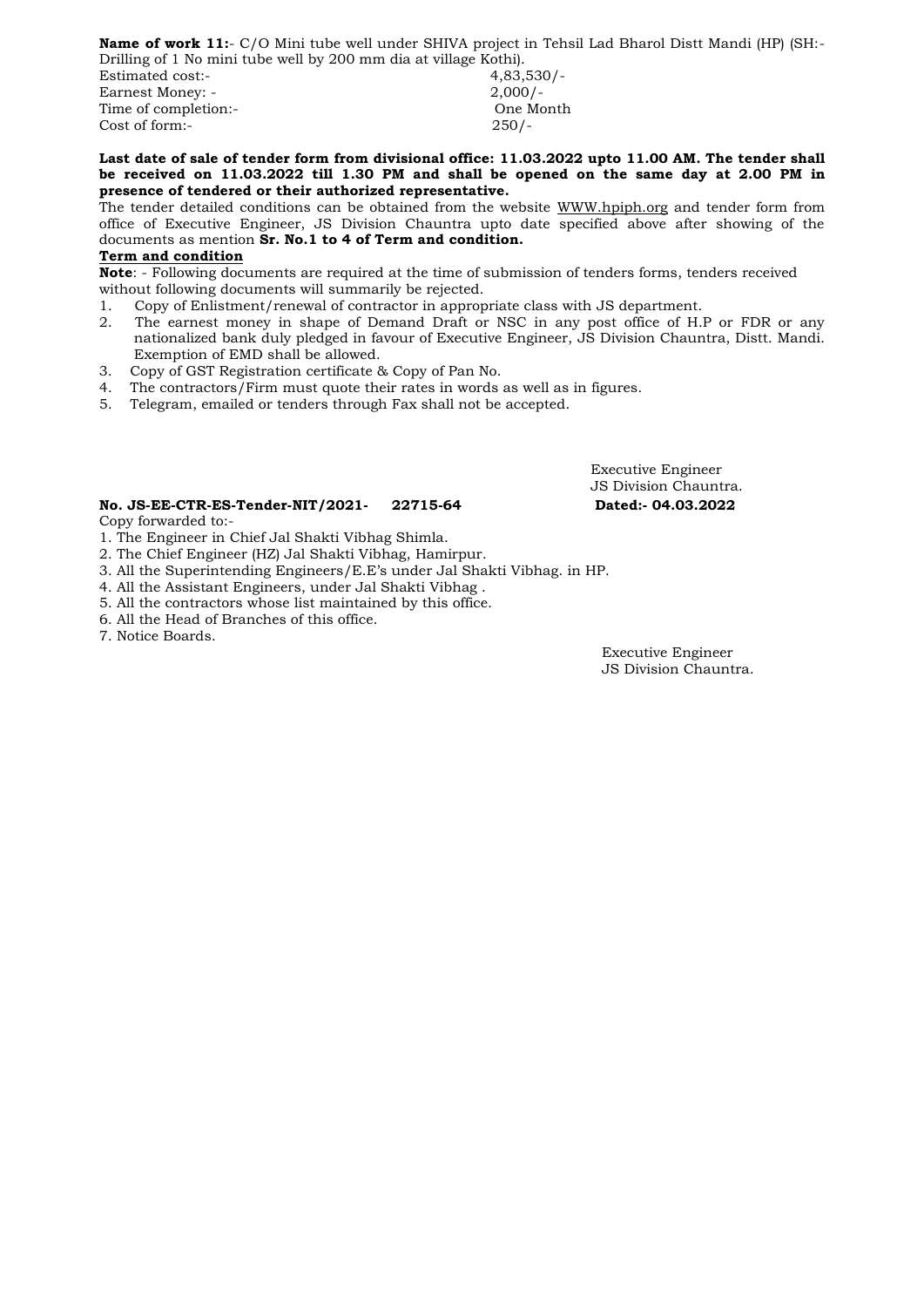**Name of work 11:**- C/O Mini tube well under SHIVA project in Tehsil Lad Bharol Distt Mandi (HP) (SH:- Drilling of 1 No mini tube well by 200 mm dia at village Kothi).

| | |
|---|---|
| Estimated cost:- | 4,83,530/- |
| Earnest Money: - | 2,000/- |
| Time of completion:- | One Month |
| Cost of form:- | 250/- |

**Last date of sale of tender form from divisional office: 11.03.2022 upto 11.00 AM. The tender shall be received on 11.03.2022 till 1.30 PM and shall be opened on the same day at 2.00 PM in presence of tendered or their authorized representative.**

The tender detailed conditions can be obtained from the website WWW.hpiph.org and tender form from office of Executive Engineer, JS Division Chauntra upto date specified above after showing of the documents as mention **Sr. No.1 to 4 of Term and condition.**

**Term and condition**

**Note**: - Following documents are required at the time of submission of tenders forms, tenders received without following documents will summarily be rejected.

1. Copy of Enlistment/renewal of contractor in appropriate class with JS department.
2. The earnest money in shape of Demand Draft or NSC in any post office of H.P or FDR or any nationalized bank duly pledged in favour of Executive Engineer, JS Division Chauntra, Distt. Mandi. Exemption of EMD shall be allowed.
3. Copy of GST Registration certificate & Copy of Pan No.
4. The contractors/Firm must quote their rates in words as well as in figures.
5. Telegram, emailed or tenders through Fax shall not be accepted.

Executive Engineer
JS Division Chauntra.

**No. JS-EE-CTR-ES-Tender-NIT/2021- 22715-64** **Dated:- 04.03.2022**

Copy forwarded to:-

1. The Engineer in Chief Jal Shakti Vibhag Shimla.
2. The Chief Engineer (HZ) Jal Shakti Vibhag, Hamirpur.
3. All the Superintending Engineers/E.E's under Jal Shakti Vibhag. in HP.
4. All the Assistant Engineers, under Jal Shakti Vibhag .
5. All the contractors whose list maintained by this office.
6. All the Head of Branches of this office.
7. Notice Boards.

Executive Engineer
JS Division Chauntra.